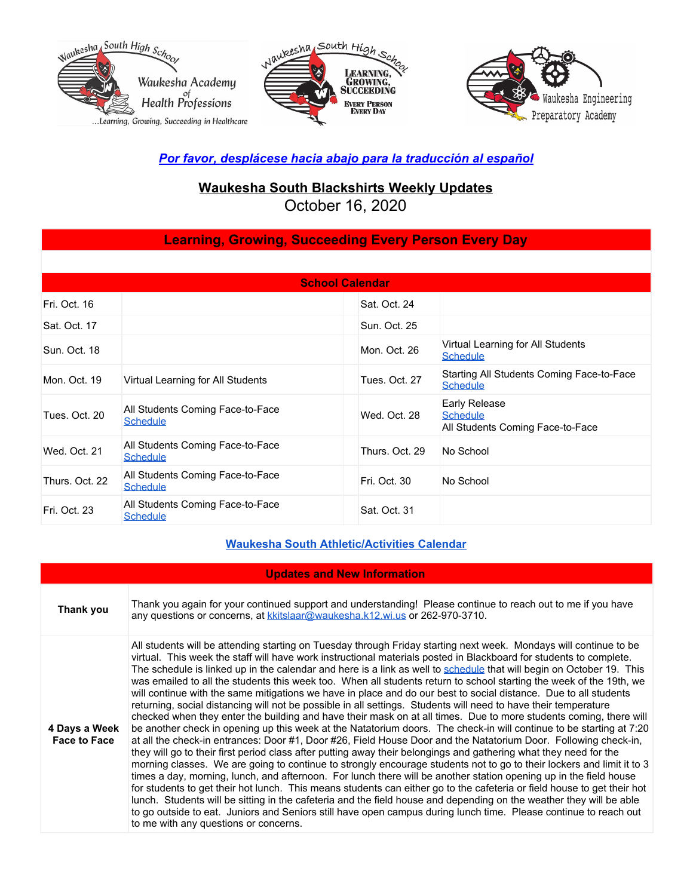*[Por favor, desplácese hacia abajo para la traducción al español](#)*

## Waukesha South Blackshirts Weekly Updates

October 16, 2020

### Learning, Growing, Succeeding Every Person Every Day

| School Calendar | | | |
|---|---|---|---|
| Fri. Oct. 16 | | Sat. Oct. 24 | |
| Sat. Oct. 17 | | Sun. Oct. 25 | |
| Sun. Oct. 18 | | Mon. Oct. 26 | Virtual Learning for All Students Schedule |
| Mon. Oct. 19 | Virtual Learning for All Students | Tues. Oct. 27 | Starting All Students Coming Face-to-Face Schedule |
| Tues. Oct. 20 | All Students Coming Face-to-Face Schedule | Wed. Oct. 28 | Early Release Schedule All Students Coming Face-to-Face |
| Wed. Oct. 21 | All Students Coming Face-to-Face Schedule | Thurs. Oct. 29 | No School |
| Thurs. Oct. 22 | All Students Coming Face-to-Face Schedule | Fri. Oct. 30 | No School |
| Fri. Oct. 23 | All Students Coming Face-to-Face Schedule | Sat. Oct. 31 | |

[Waukesha South Athletic/Activities Calendar](#)

| Updates and New Information | |
|---|---|
| **Thank you** | Thank you again for your continued support and understanding! Please continue to reach out to me if you have any questions or concerns, at kkitslaar@waukesha.k12.wi.us or 262-970-3710. |
| **4 Days a Week Face to Face** | All students will be attending starting on Tuesday through Friday starting next week. Mondays will continue to be virtual. This week the staff will have work instructional materials posted in Blackboard for students to complete. The schedule is linked up in the calendar and here is a link as well to schedule that will begin on October 19. This was emailed to all the students this week too. When all students return to school starting the week of the 19th, we will continue with the same mitigations we have in place and do our best to social distance. Due to all students returning, social distancing will not be possible in all settings. Students will need to have their temperature checked when they enter the building and have their mask on at all times. Due to more students coming, there will be another check in opening up this week at the Natatorium doors. The check-in will continue to be starting at 7:20 at all the check-in entrances: Door #1, Door #26, Field House Door and the Natatorium Door. Following check-in, they will go to their first period class after putting away their belongings and gathering what they need for the morning classes. We are going to continue to strongly encourage students not to go to their lockers and limit it to 3 times a day, morning, lunch, and afternoon. For lunch there will be another station opening up in the field house for students to get their hot lunch. This means students can either go to the cafeteria or field house to get their hot lunch. Students will be sitting in the cafeteria and the field house and depending on the weather they will be able to go outside to eat. Juniors and Seniors still have open campus during lunch time. Please continue to reach out to me with any questions or concerns. |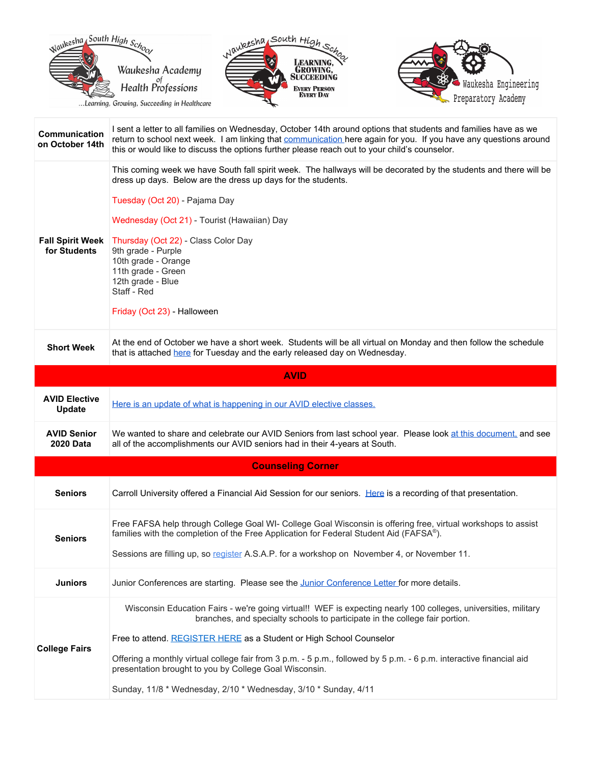Waukesha South High School — Waukesha Academy of Health Professions ...Learning, Growing, Succeeding in Healthcare

Waukesha South High School — Learning, Growing, Succeeding Every Person Every Day

Waukesha Engineering Preparatory Academy

| | |
|---|---|
| **Communication on October 14th** | I sent a letter to all families on Wednesday, October 14th around options that students and families have as we return to school next week. I am linking that communication here again for you. If you have any questions around this or would like to discuss the options further please reach out to your child's counselor. |
| **Fall Spirit Week for Students** | This coming week we have South fall spirit week. The hallways will be decorated by the students and there will be dress up days. Below are the dress up days for the students.<br><br>Tuesday (Oct 20) - Pajama Day<br><br>Wednesday (Oct 21) - Tourist (Hawaiian) Day<br><br>Thursday (Oct 22) - Class Color Day<br>9th grade - Purple<br>10th grade - Orange<br>11th grade - Green<br>12th grade - Blue<br>Staff - Red<br><br>Friday (Oct 23) - Halloween |
| **Short Week** | At the end of October we have a short week. Students will be all virtual on Monday and then follow the schedule that is attached here for Tuesday and the early released day on Wednesday. |
| **AVID** | |
| **AVID Elective Update** | Here is an update of what is happening in our AVID elective classes. |
| **AVID Senior 2020 Data** | We wanted to share and celebrate our AVID Seniors from last school year. Please look at this document, and see all of the accomplishments our AVID seniors had in their 4-years at South. |
| **Counseling Corner** | |
| **Seniors** | Carroll University offered a Financial Aid Session for our seniors. Here is a recording of that presentation. |
| **Seniors** | Free FAFSA help through College Goal WI- College Goal Wisconsin is offering free, virtual workshops to assist families with the completion of the Free Application for Federal Student Aid (FAFSA®).<br><br>Sessions are filling up, so register A.S.A.P. for a workshop on November 4, or November 11. |
| **Juniors** | Junior Conferences are starting. Please see the Junior Conference Letter for more details. |
| **College Fairs** | Wisconsin Education Fairs - we're going virtual!! WEF is expecting nearly 100 colleges, universities, military branches, and specialty schools to participate in the college fair portion.<br><br>Free to attend. REGISTER HERE as a Student or High School Counselor<br><br>Offering a monthly virtual college fair from 3 p.m. - 5 p.m., followed by 5 p.m. - 6 p.m. interactive financial aid presentation brought to you by College Goal Wisconsin.<br><br>Sunday, 11/8 * Wednesday, 2/10 * Wednesday, 3/10 * Sunday, 4/11 |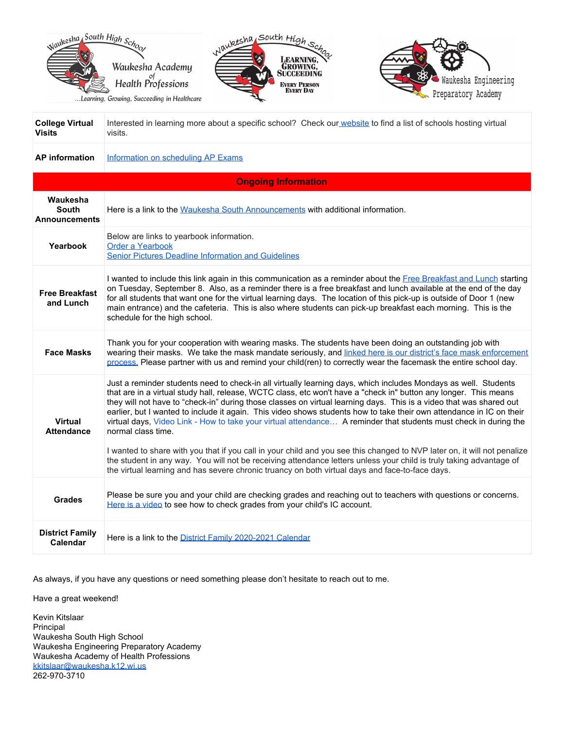| | |
|---|---|
| **College Virtual Visits** | Interested in learning more about a specific school? Check our website to find a list of schools hosting virtual visits. |
| **AP information** | Information on scheduling AP Exams |
| **Ongoing Information** | |
| **Waukesha South Announcements** | Here is a link to the Waukesha South Announcements with additional information. |
| **Yearbook** | Below are links to yearbook information.<br>Order a Yearbook<br>Senior Pictures Deadline Information and Guidelines |
| **Free Breakfast and Lunch** | I wanted to include this link again in this communication as a reminder about the Free Breakfast and Lunch starting on Tuesday, September 8. Also, as a reminder there is a free breakfast and lunch available at the end of the day for all students that want one for the virtual learning days. The location of this pick-up is outside of Door 1 (new main entrance) and the cafeteria. This is also where students can pick-up breakfast each morning. This is the schedule for the high school. |
| **Face Masks** | Thank you for your cooperation with wearing masks. The students have been doing an outstanding job with wearing their masks. We take the mask mandate seriously, and linked here is our district's face mask enforcement process. Please partner with us and remind your child(ren) to correctly wear the facemask the entire school day. |
| **Virtual Attendance** | Just a reminder students need to check-in all virtually learning days, which includes Mondays as well. Students that are in a virtual study hall, release, WCTC class, etc won't have a "check in" button any longer. This means they will not have to "check-in" during those classes on virtual learning days. This is a video that was shared out earlier, but I wanted to include it again. This video shows students how to take their own attendance in IC on their virtual days, Video Link - How to take your virtual attendance… A reminder that students must check in during the normal class time.<br><br>I wanted to share with you that if you call in your child and you see this changed to NVP later on, it will not penalize the student in any way. You will not be receiving attendance letters unless your child is truly taking advantage of the virtual learning and has severe chronic truancy on both virtual days and face-to-face days. |
| **Grades** | Please be sure you and your child are checking grades and reaching out to teachers with questions or concerns. Here is a video to see how to check grades from your child's IC account. |
| **District Family Calendar** | Here is a link to the District Family 2020-2021 Calendar |

As always, if you have any questions or need something please don't hesitate to reach out to me.

Have a great weekend!

Kevin Kitslaar
Principal
Waukesha South High School
Waukesha Engineering Preparatory Academy
Waukesha Academy of Health Professions
kkitslaar@waukesha.k12.wi.us
262-970-3710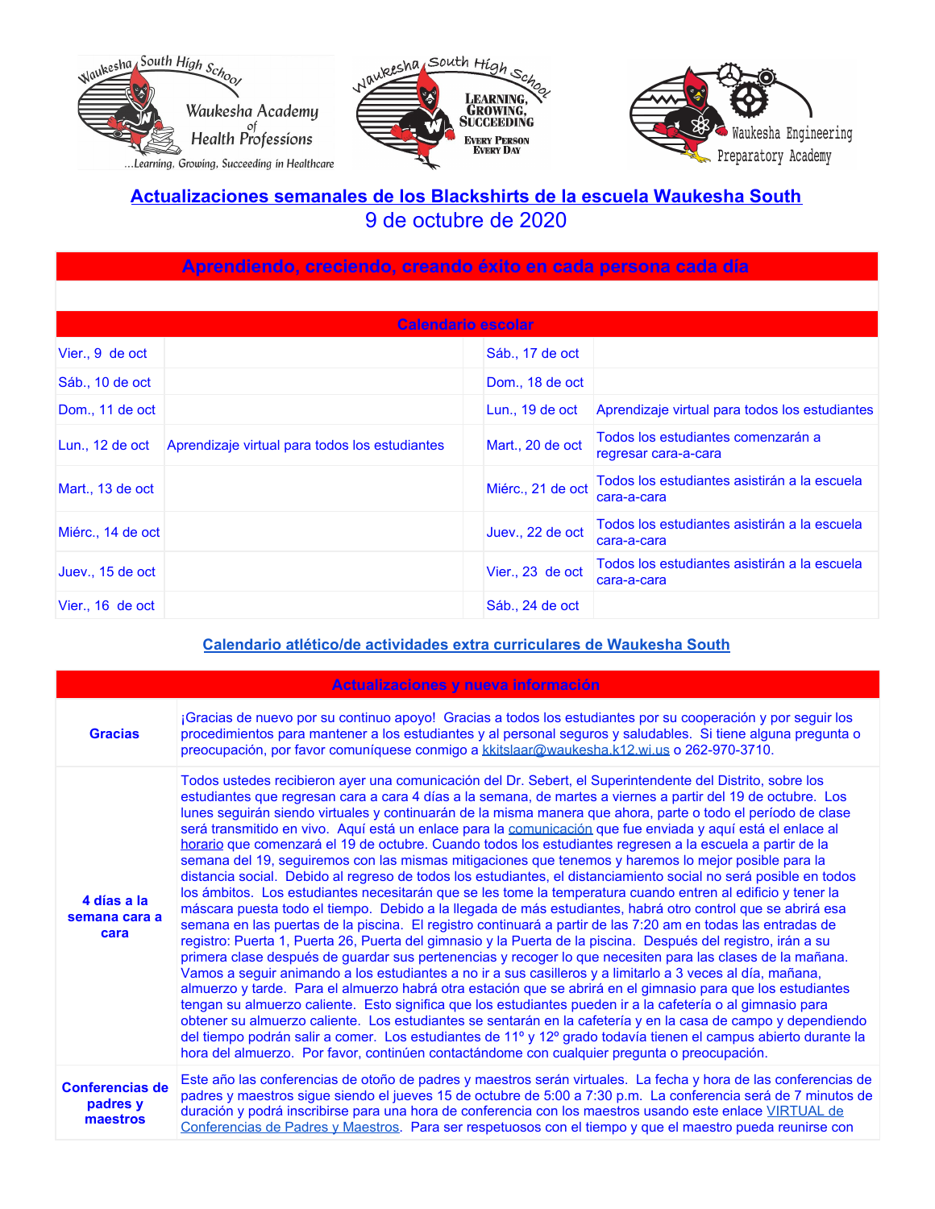# Actualizaciones semanales de los Blackshirts de la escuela Waukesha South

9 de octubre de 2020

## Aprendiendo, creciendo, creando éxito en cada persona cada día

| Calendario escolar | | | |
|---|---|---|---|
| Vier., 9 de oct | | Sáb., 17 de oct | |
| Sáb., 10 de oct | | Dom., 18 de oct | |
| Dom., 11 de oct | | Lun., 19 de oct | Aprendizaje virtual para todos los estudiantes |
| Lun., 12 de oct | Aprendizaje virtual para todos los estudiantes | Mart., 20 de oct | Todos los estudiantes comenzarán a regresar cara-a-cara |
| Mart., 13 de oct | | Miérc., 21 de oct | Todos los estudiantes asistirán a la escuela cara-a-cara |
| Miérc., 14 de oct | | Juev., 22 de oct | Todos los estudiantes asistirán a la escuela cara-a-cara |
| Juev., 15 de oct | | Vier., 23 de oct | Todos los estudiantes asistirán a la escuela cara-a-cara |
| Vier., 16 de oct | | Sáb., 24 de oct | |

Calendario atlético/de actividades extra curriculares de Waukesha South

| Actualizaciones y nueva información | |
|---|---|
| **Gracias** | ¡Gracias de nuevo por su continuo apoyo! Gracias a todos los estudiantes por su cooperación y por seguir los procedimientos para mantener a los estudiantes y al personal seguros y saludables. Si tiene alguna pregunta o preocupación, por favor comuníquese conmigo a kkitslaar@waukesha.k12.wi.us o 262-970-3710. |
| **4 días a la semana cara a cara** | Todos ustedes recibieron ayer una comunicación del Dr. Sebert, el Superintendente del Distrito, sobre los estudiantes que regresan cara a cara 4 días a la semana, de martes a viernes a partir del 19 de octubre. Los lunes seguirán siendo virtuales y continuarán de la misma manera que ahora, parte o todo el período de clase será transmitido en vivo. Aquí está un enlace para la comunicación que fue enviada y aquí está el enlace al horario que comenzará el 19 de octubre. Cuando todos los estudiantes regresen a la escuela a partir de la semana del 19, seguiremos con las mismas mitigaciones que tenemos y haremos lo mejor posible para la distancia social. Debido al regreso de todos los estudiantes, el distanciamiento social no será posible en todos los ámbitos. Los estudiantes necesitarán que se les tome la temperatura cuando entren al edificio y tener la máscara puesta todo el tiempo. Debido a la llegada de más estudiantes, habrá otro control que se abrirá esa semana en las puertas de la piscina. El registro continuará a partir de las 7:20 am en todas las entradas de registro: Puerta 1, Puerta 26, Puerta del gimnasio y la Puerta de la piscina. Después del registro, irán a su primera clase después de guardar sus pertenencias y recoger lo que necesiten para las clases de la mañana. Vamos a seguir animando a los estudiantes a no ir a sus casilleros y a limitarlo a 3 veces al día, mañana, almuerzo y tarde. Para el almuerzo habrá otra estación que se abrirá en el gimnasio para que los estudiantes tengan su almuerzo caliente. Esto significa que los estudiantes pueden ir a la cafetería o al gimnasio para obtener su almuerzo caliente. Los estudiantes se sentarán en la cafetería y en la casa de campo y dependiendo del tiempo podrán salir a comer. Los estudiantes de 11º y 12º grado todavía tienen el campus abierto durante la hora del almuerzo. Por favor, continúen contactándome con cualquier pregunta o preocupación. |
| **Conferencias de padres y maestros** | Este año las conferencias de otoño de padres y maestros serán virtuales. La fecha y hora de las conferencias de padres y maestros sigue siendo el jueves 15 de octubre de 5:00 a 7:30 p.m. La conferencia será de 7 minutos de duración y podrá inscribirse para una hora de conferencia con los maestros usando este enlace VIRTUAL de Conferencias de Padres y Maestros. Para ser respetuosos con el tiempo y que el maestro pueda reunirse con |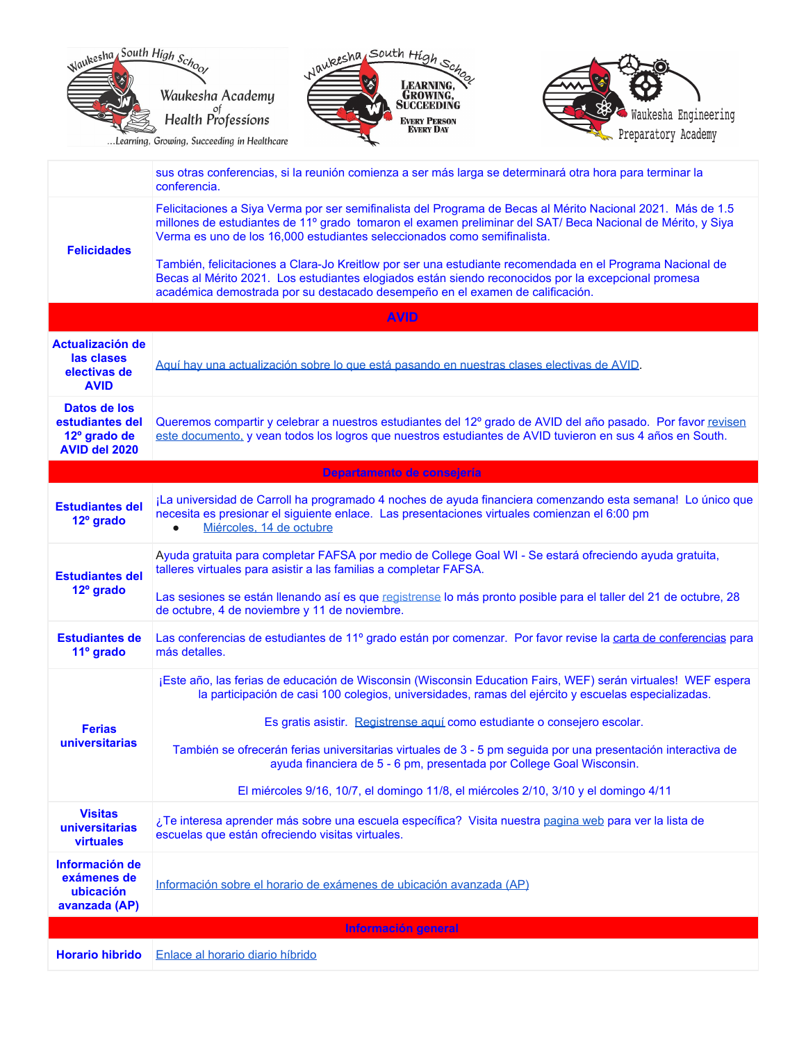| | |
|---|---|
| | sus otras conferencias, si la reunión comienza a ser más larga se determinará otra hora para terminar la conferencia. |
| **Felicidades** | Felicitaciones a Siya Verma por ser semifinalista del Programa de Becas al Mérito Nacional 2021. Más de 1.5 millones de estudiantes de 11º grado tomaron el examen preliminar del SAT/ Beca Nacional de Mérito, y Siya Verma es uno de los 16,000 estudiantes seleccionados como semifinalista.<br><br>También, felicitaciones a Clara-Jo Kreitlow por ser una estudiante recomendada en el Programa Nacional de Becas al Mérito 2021. Los estudiantes elogiados están siendo reconocidos por la excepcional promesa académica demostrada por su destacado desempeño en el examen de calificación. |
| **AVID** | |
| **Actualización de las clases electivas de AVID** | Aquí hay una actualización sobre lo que está pasando en nuestras clases electivas de AVID. |
| **Datos de los estudiantes del 12º grado de AVID del 2020** | Queremos compartir y celebrar a nuestros estudiantes del 12º grado de AVID del año pasado. Por favor revisen este documento, y vean todos los logros que nuestros estudiantes de AVID tuvieron en sus 4 años en South. |
| **Departamento de consejería** | |
| **Estudiantes del 12º grado** | ¡La universidad de Carroll ha programado 4 noches de ayuda financiera comenzando esta semana! Lo único que necesita es presionar el siguiente enlace. Las presentaciones virtuales comienzan el 6:00 pm<br>• Miércoles, 14 de octubre |
| **Estudiantes del 12º grado** | Ayuda gratuita para completar FAFSA por medio de College Goal WI - Se estará ofreciendo ayuda gratuita, talleres virtuales para asistir a las familias a completar FAFSA.<br><br>Las sesiones se están llenando así es que regístrense lo más pronto posible para el taller del 21 de octubre, 28 de octubre, 4 de noviembre y 11 de noviembre. |
| **Estudiantes de 11º grado** | Las conferencias de estudiantes de 11º grado están por comenzar. Por favor revise la carta de conferencias para más detalles. |
| **Ferias universitarias** | ¡Este año, las ferias de educación de Wisconsin (Wisconsin Education Fairs, WEF) serán virtuales! WEF espera la participación de casi 100 colegios, universidades, ramas del ejército y escuelas especializadas.<br><br>Es gratis asistir. Regístrense aquí como estudiante o consejero escolar.<br><br>También se ofrecerán ferias universitarias virtuales de 3 - 5 pm seguida por una presentación interactiva de ayuda financiera de 5 - 6 pm, presentada por College Goal Wisconsin.<br><br>El miércoles 9/16, 10/7, el domingo 11/8, el miércoles 2/10, 3/10 y el domingo 4/11 |
| **Visitas universitarias virtuales** | ¿Te interesa aprender más sobre una escuela específica? Visita nuestra pagina web para ver la lista de escuelas que están ofreciendo visitas virtuales. |
| **Información de exámenes de ubicación avanzada (AP)** | Información sobre el horario de exámenes de ubicación avanzada (AP) |
| **Información general** | |
| **Horario hibrido** | Enlace al horario diario híbrido |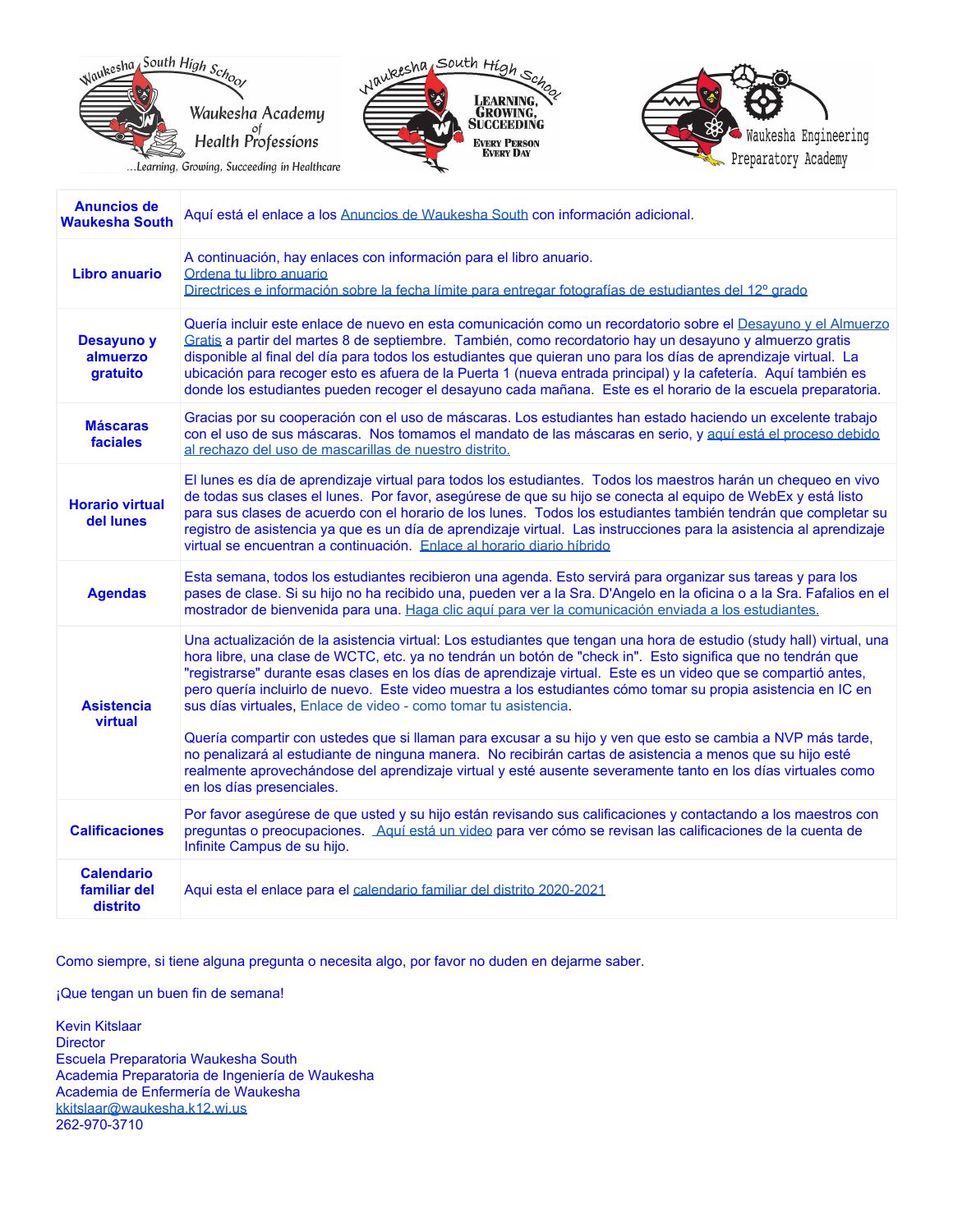| | |
|---|---|
| **Anuncios de Waukesha South** | Aquí está el enlace a los Anuncios de Waukesha South con información adicional. |
| **Libro anuario** | A continuación, hay enlaces con información para el libro anuario.<br>Ordena tu libro anuario<br>Directrices e información sobre la fecha límite para entregar fotografías de estudiantes del 12º grado |
| **Desayuno y almuerzo gratuito** | Quería incluir este enlace de nuevo en esta comunicación como un recordatorio sobre el Desayuno y el Almuerzo Gratis a partir del martes 8 de septiembre. También, como recordatorio hay un desayuno y almuerzo gratis disponible al final del día para todos los estudiantes que quieran uno para los días de aprendizaje virtual. La ubicación para recoger esto es afuera de la Puerta 1 (nueva entrada principal) y la cafetería. Aquí también es donde los estudiantes pueden recoger el desayuno cada mañana. Este es el horario de la escuela preparatoria. |
| **Máscaras faciales** | Gracias por su cooperación con el uso de máscaras. Los estudiantes han estado haciendo un excelente trabajo con el uso de sus máscaras. Nos tomamos el mandato de las máscaras en serio, y aquí está el proceso debido al rechazo del uso de mascarillas de nuestro distrito. |
| **Horario virtual del lunes** | El lunes es día de aprendizaje virtual para todos los estudiantes. Todos los maestros harán un chequeo en vivo de todas sus clases el lunes. Por favor, asegúrese de que su hijo se conecta al equipo de WebEx y está listo para sus clases de acuerdo con el horario de los lunes. Todos los estudiantes también tendrán que completar su registro de asistencia ya que es un día de aprendizaje virtual. Las instrucciones para la asistencia al aprendizaje virtual se encuentran a continuación. Enlace al horario diario híbrido |
| **Agendas** | Esta semana, todos los estudiantes recibieron una agenda. Esto servirá para organizar sus tareas y para los pases de clase. Si su hijo no ha recibido una, pueden ver a la Sra. D'Angelo en la oficina o a la Sra. Fafalios en el mostrador de bienvenida para una. Haga clic aquí para ver la comunicación enviada a los estudiantes. |
| **Asistencia virtual** | Una actualización de la asistencia virtual: Los estudiantes que tengan una hora de estudio (study hall) virtual, una hora libre, una clase de WCTC, etc. ya no tendrán un botón de "check in". Esto significa que no tendrán que "registrarse" durante esas clases en los días de aprendizaje virtual. Este es un video que se compartió antes, pero quería incluirlo de nuevo. Este video muestra a los estudiantes cómo tomar su propia asistencia en IC en sus días virtuales, Enlace de video - como tomar tu asistencia.<br><br>Quería compartir con ustedes que si llaman para excusar a su hijo y ven que esto se cambia a NVP más tarde, no penalizará al estudiante de ninguna manera. No recibirán cartas de asistencia a menos que su hijo esté realmente aprovechándose del aprendizaje virtual y esté ausente severamente tanto en los días virtuales como en los días presenciales. |
| **Calificaciones** | Por favor asegúrese de que usted y su hijo están revisando sus calificaciones y contactando a los maestros con preguntas o preocupaciones. Aquí está un video para ver cómo se revisan las calificaciones de la cuenta de Infinite Campus de su hijo. |
| **Calendario familiar del distrito** | Aqui esta el enlace para el calendario familiar del distrito 2020-2021 |

Como siempre, si tiene alguna pregunta o necesita algo, por favor no duden en dejarme saber.

¡Que tengan un buen fin de semana!

Kevin Kitslaar
Director
Escuela Preparatoria Waukesha South
Academia Preparatoria de Ingeniería de Waukesha
Academia de Enfermería de Waukesha
kkitslaar@waukesha.k12.wi.us
262-970-3710